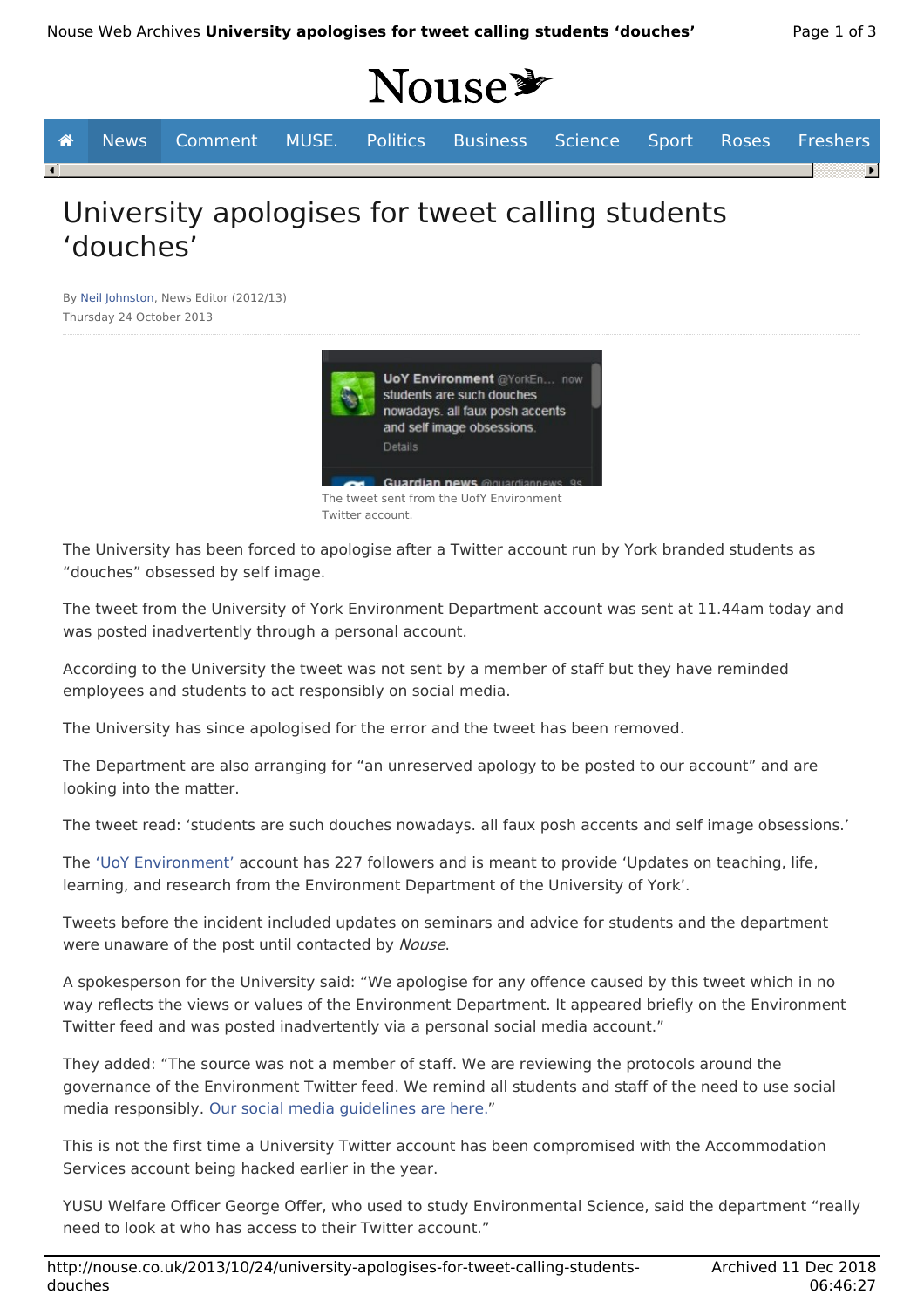# University apologises for tweet calling students 'douches'

By Neil Johnston, News Editor (2012/13)
Thursday 24 October 2013

The tweet sent from the UofY Environment Twitter account.

The University has been forced to apologise after a Twitter account run by York branded students as "douches" obsessed by self image.

The tweet from the University of York Environment Department account was sent at 11.44am today and was posted inadvertently through a personal account.

According to the University the tweet was not sent by a member of staff but they have reminded employees and students to act responsibly on social media.

The University has since apologised for the error and the tweet has been removed.

The Department are also arranging for "an unreserved apology to be posted to our account" and are looking into the matter.

The tweet read: 'students are such douches nowadays. all faux posh accents and self image obsessions.'

The 'UoY Environment' account has 227 followers and is meant to provide 'Updates on teaching, life, learning, and research from the Environment Department of the University of York'.

Tweets before the incident included updates on seminars and advice for students and the department were unaware of the post until contacted by *Nouse*.

A spokesperson for the University said: "We apologise for any offence caused by this tweet which in no way reflects the views or values of the Environment Department. It appeared briefly on the Environment Twitter feed and was posted inadvertently via a personal social media account."

They added: "The source was not a member of staff. We are reviewing the protocols around the governance of the Environment Twitter feed. We remind all students and staff of the need to use social media responsibly. Our social media guidelines are here."

This is not the first time a University Twitter account has been compromised with the Accommodation Services account being hacked earlier in the year.

YUSU Welfare Officer George Offer, who used to study Environmental Science, said the department "really need to look at who has access to their Twitter account."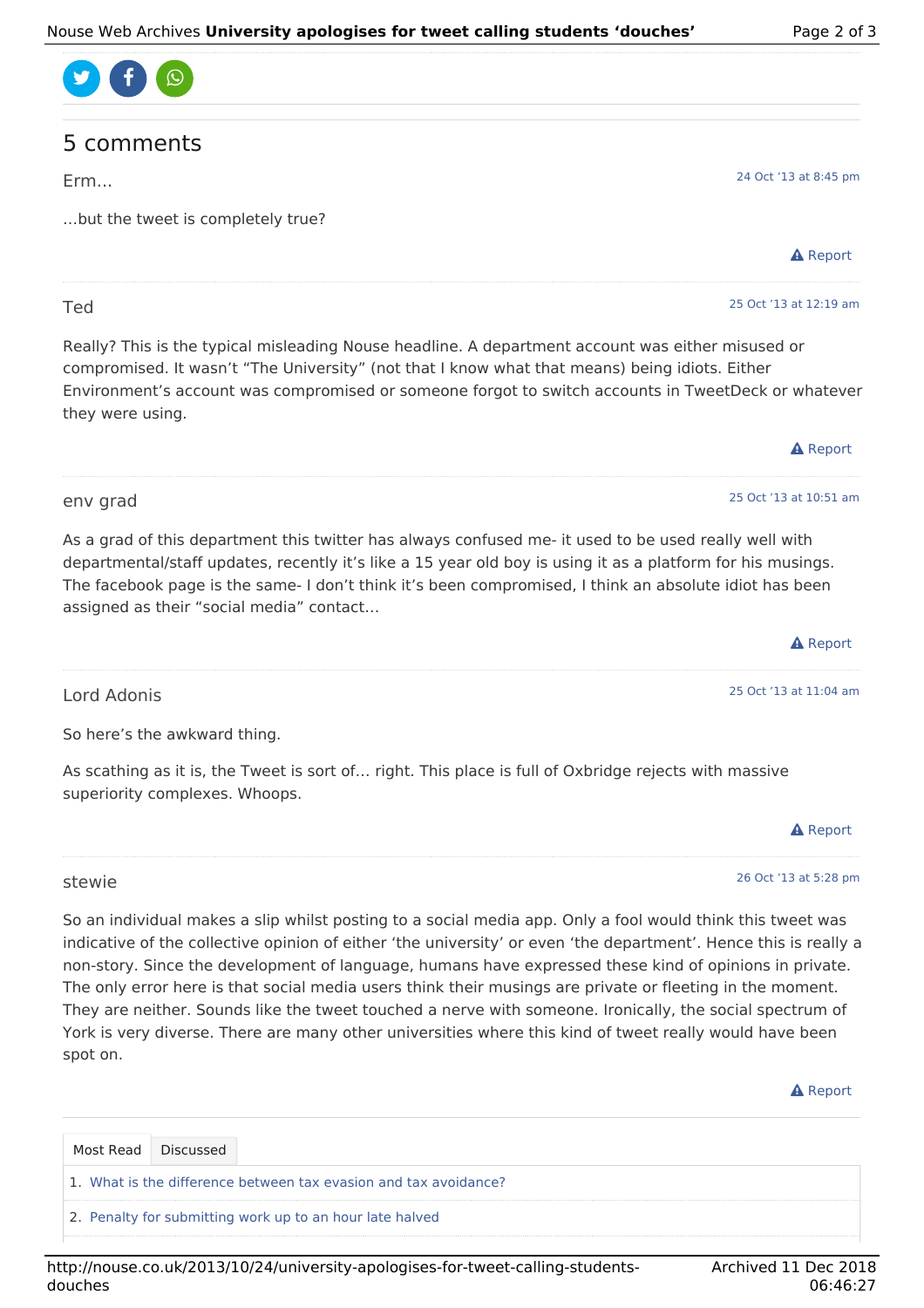## 5 comments

Erm… 24 Oct '13 at 8:45 pm

…but the tweet is completely true?

Report

---

Ted 25 Oct '13 at 12:19 am

Really? This is the typical misleading Nouse headline. A department account was either misused or compromised. It wasn't "The University" (not that I know what that means) being idiots. Either Environment's account was compromised or someone forgot to switch accounts in TweetDeck or whatever they were using.

Report

---

env grad 25 Oct '13 at 10:51 am

As a grad of this department this twitter has always confused me- it used to be used really well with departmental/staff updates, recently it's like a 15 year old boy is using it as a platform for his musings. The facebook page is the same- I don't think it's been compromised, I think an absolute idiot has been assigned as their "social media" contact…

Report

---

Lord Adonis 25 Oct '13 at 11:04 am

So here's the awkward thing.

As scathing as it is, the Tweet is sort of… right. This place is full of Oxbridge rejects with massive superiority complexes. Whoops.

Report

---

stewie 26 Oct '13 at 5:28 pm

So an individual makes a slip whilst posting to a social media app. Only a fool would think this tweet was indicative of the collective opinion of either 'the university' or even 'the department'. Hence this is really a non-story. Since the development of language, humans have expressed these kind of opinions in private. The only error here is that social media users think their musings are private or fleeting in the moment. They are neither. Sounds like the tweet touched a nerve with someone. Ironically, the social spectrum of York is very diverse. There are many other universities where this kind of tweet really would have been spot on.

Report

---

Most Read | Discussed

1. What is the difference between tax evasion and tax avoidance?
2. Penalty for submitting work up to an hour late halved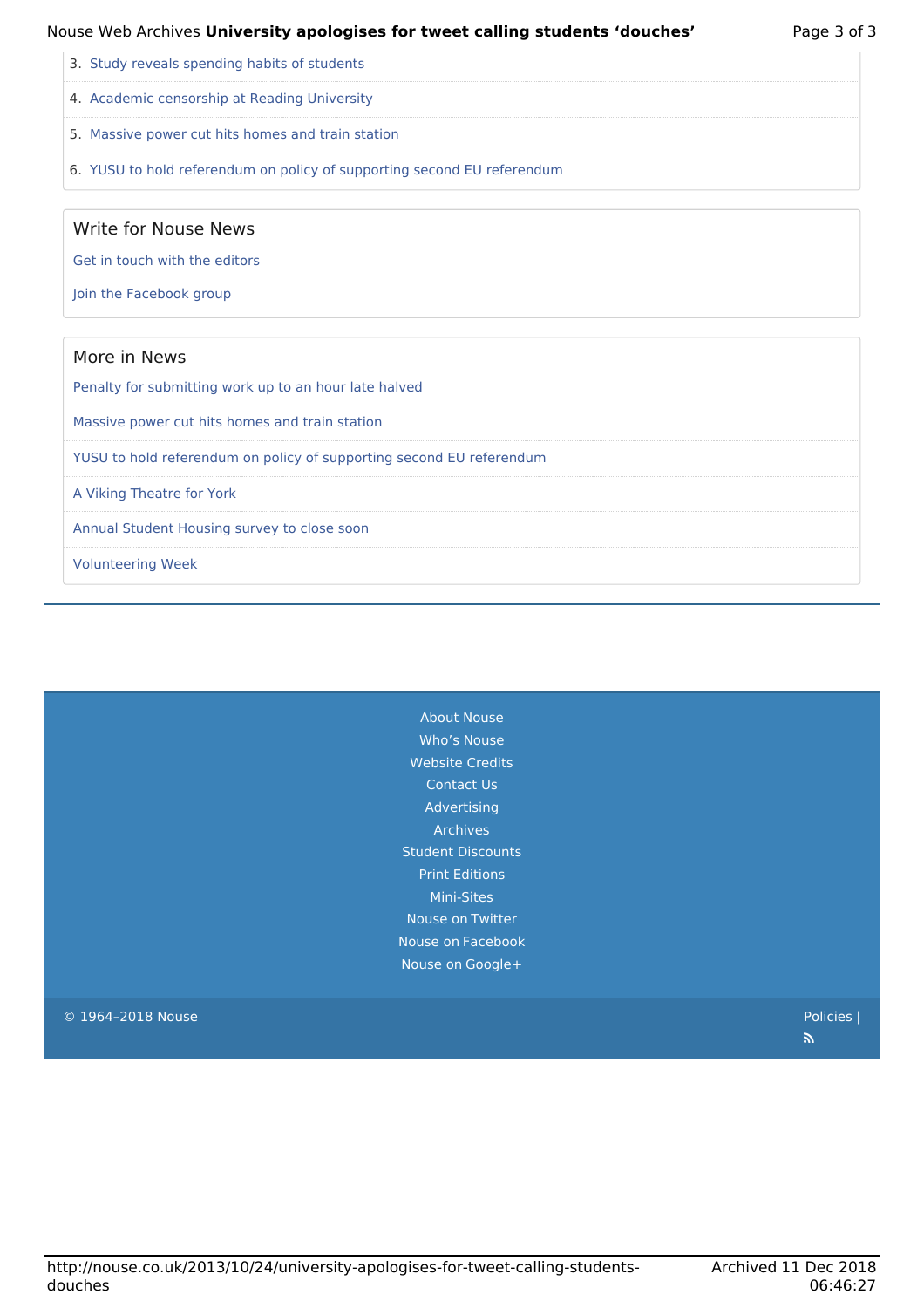3. Study reveals spending habits of students
4. Academic censorship at Reading University
5. Massive power cut hits homes and train station
6. YUSU to hold referendum on policy of supporting second EU referendum

## Write for Nouse News

Get in touch with the editors

Join the Facebook group

## More in News

Penalty for submitting work up to an hour late halved

Massive power cut hits homes and train station

YUSU to hold referendum on policy of supporting second EU referendum

A Viking Theatre for York

Annual Student Housing survey to close soon

Volunteering Week

About Nouse
Who's Nouse
Website Credits
Contact Us
Advertising
Archives
Student Discounts
Print Editions
Mini-Sites
Nouse on Twitter
Nouse on Facebook
Nouse on Google+

© 1964–2018 Nouse

Policies |